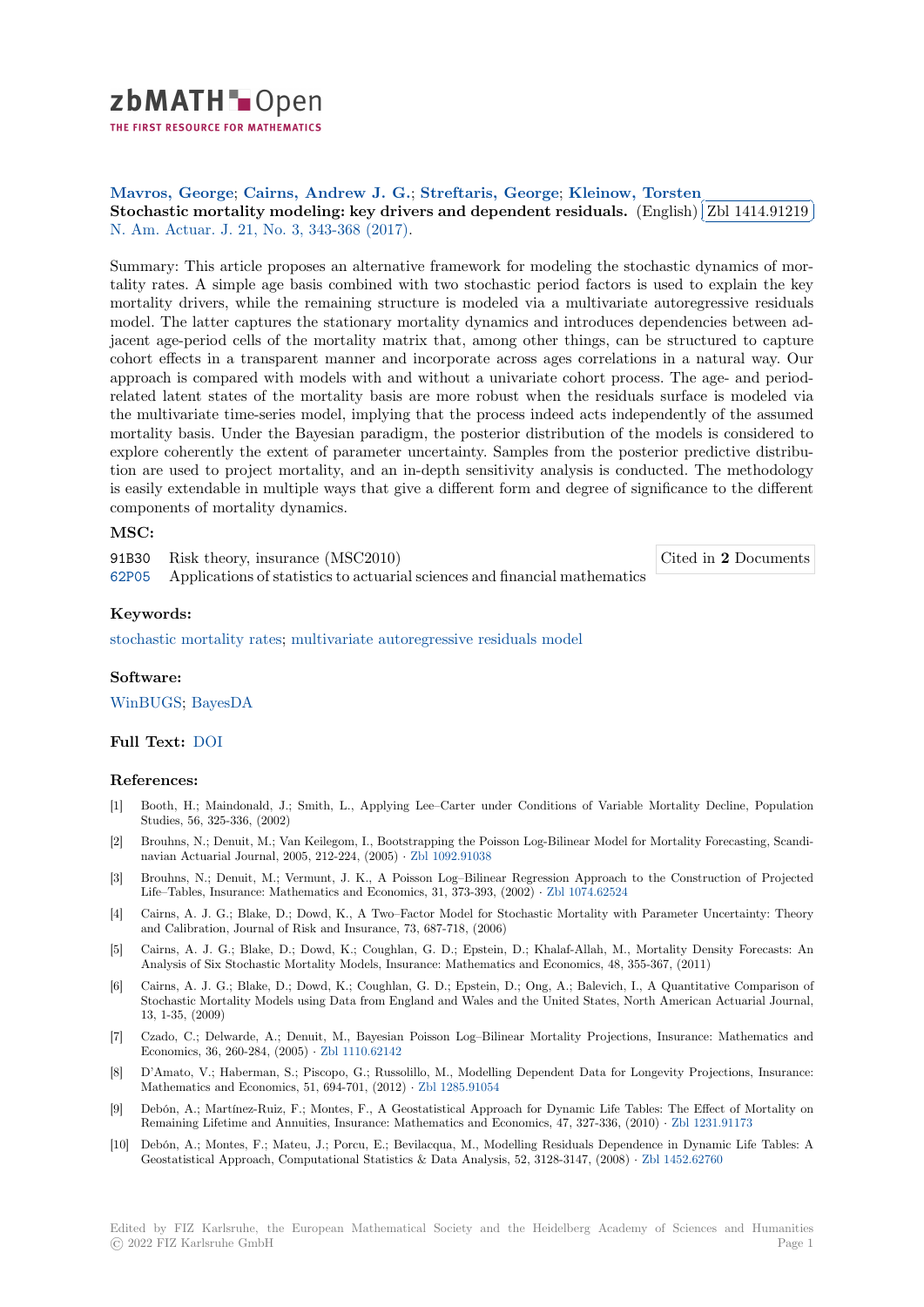**Mavros, George; Cairns, Andrew J. G.; Streftaris, George; Kleinow, Torsten**

**Stochastic mortality modeling: key drivers and dependent residuals.** (English) Zbl 1414.91219

N. Am. Actuar. J. 21, No. 3, 343-368 (2017).

Summary: This article proposes an alternative framework for modeling the stochastic dynamics of mortality rates. A simple age basis combined with two stochastic period factors is used to explain the key mortality drivers, while the remaining structure is modeled via a multivariate autoregressive residuals model. The latter captures the stationary mortality dynamics and introduces dependencies between adjacent age-period cells of the mortality matrix that, among other things, can be structured to capture cohort effects in a transparent manner and incorporate across ages correlations in a natural way. Our approach is compared with models with and without a univariate cohort process. The age- and period-related latent states of the mortality basis are more robust when the residuals surface is modeled via the multivariate time-series model, implying that the process indeed acts independently of the assumed mortality basis. Under the Bayesian paradigm, the posterior distribution of the models is considered to explore coherently the extent of parameter uncertainty. Samples from the posterior predictive distribution are used to project mortality, and an in-depth sensitivity analysis is conducted. The methodology is easily extendable in multiple ways that give a different form and degree of significance to the different components of mortality dynamics.

### MSC:

91B30 Risk theory, insurance (MSC2010)

62P05 Applications of statistics to actuarial sciences and financial mathematics

Cited in **2** Documents

### Keywords:

stochastic mortality rates; multivariate autoregressive residuals model

### Software:

WinBUGS; BayesDA

**Full Text:** DOI

### References:

[1] Booth, H.; Maindonald, J.; Smith, L., Applying Lee–Carter under Conditions of Variable Mortality Decline, Population Studies, 56, 325-336, (2002)

[2] Brouhns, N.; Denuit, M.; Van Keilegom, I., Bootstrapping the Poisson Log-Bilinear Model for Mortality Forecasting, Scandinavian Actuarial Journal, 2005, 212-224, (2005) · Zbl 1092.91038

[3] Brouhns, N.; Denuit, M.; Vermunt, J. K., A Poisson Log–Bilinear Regression Approach to the Construction of Projected Life–Tables, Insurance: Mathematics and Economics, 31, 373-393, (2002) · Zbl 1074.62524

[4] Cairns, A. J. G.; Blake, D.; Dowd, K., A Two–Factor Model for Stochastic Mortality with Parameter Uncertainty: Theory and Calibration, Journal of Risk and Insurance, 73, 687-718, (2006)

[5] Cairns, A. J. G.; Blake, D.; Dowd, K.; Coughlan, G. D.; Epstein, D.; Khalaf-Allah, M., Mortality Density Forecasts: An Analysis of Six Stochastic Mortality Models, Insurance: Mathematics and Economics, 48, 355-367, (2011)

[6] Cairns, A. J. G.; Blake, D.; Dowd, K.; Coughlan, G. D.; Epstein, D.; Ong, A.; Balevich, I., A Quantitative Comparison of Stochastic Mortality Models using Data from England and Wales and the United States, North American Actuarial Journal, 13, 1-35, (2009)

[7] Czado, C.; Delwarde, A.; Denuit, M., Bayesian Poisson Log–Bilinear Mortality Projections, Insurance: Mathematics and Economics, 36, 260-284, (2005) · Zbl 1110.62142

[8] D'Amato, V.; Haberman, S.; Piscopo, G.; Russolillo, M., Modelling Dependent Data for Longevity Projections, Insurance: Mathematics and Economics, 51, 694-701, (2012) · Zbl 1285.91054

[9] Debón, A.; Martínez-Ruiz, F.; Montes, F., A Geostatistical Approach for Dynamic Life Tables: The Effect of Mortality on Remaining Lifetime and Annuities, Insurance: Mathematics and Economics, 47, 327-336, (2010) · Zbl 1231.91173

[10] Debón, A.; Montes, F.; Mateu, J.; Porcu, E.; Bevilacqua, M., Modelling Residuals Dependence in Dynamic Life Tables: A Geostatistical Approach, Computational Statistics & Data Analysis, 52, 3128-3147, (2008) · Zbl 1452.62760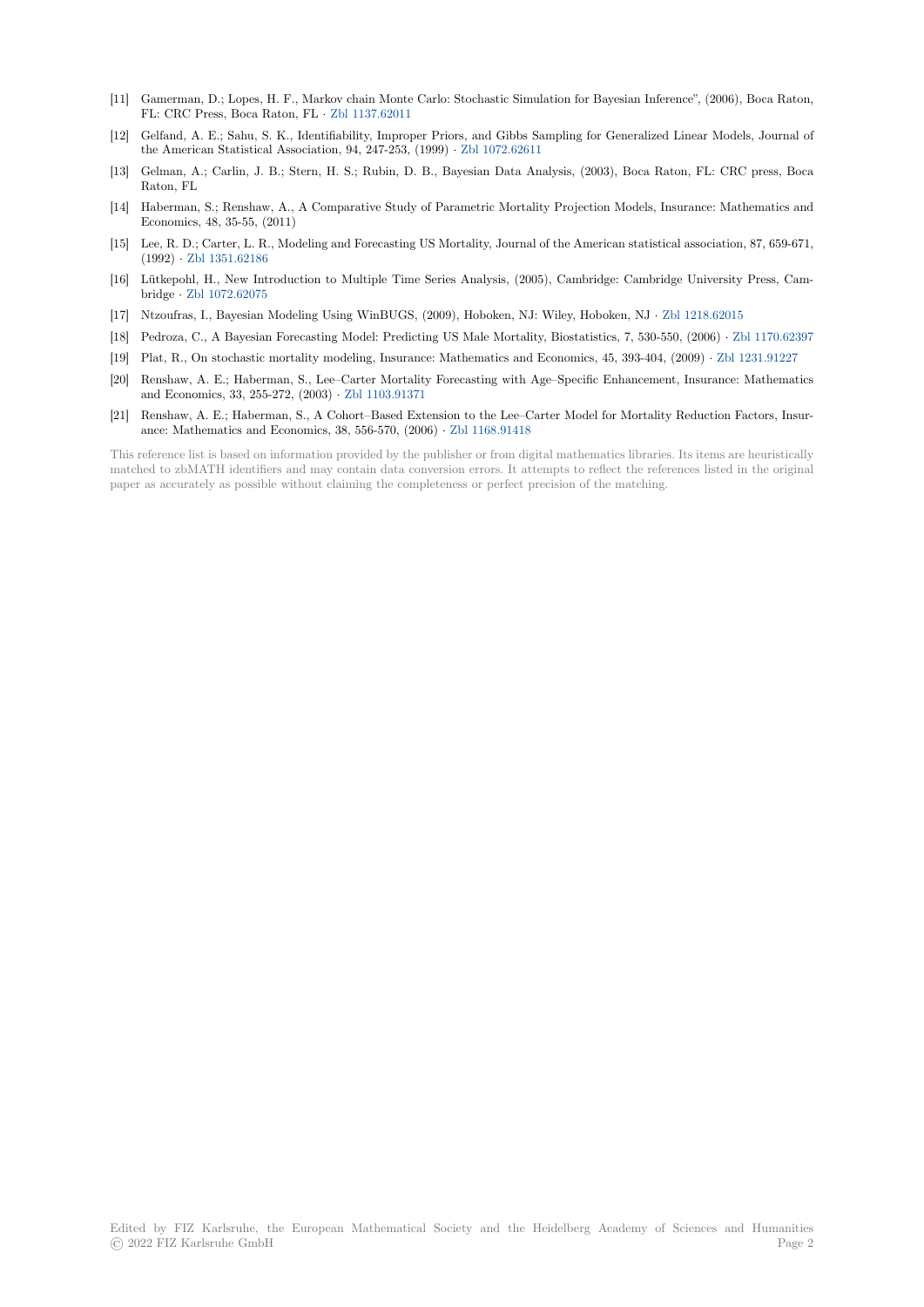[11] Gamerman, D.; Lopes, H. F., Markov chain Monte Carlo: Stochastic Simulation for Bayesian Inference", (2006), Boca Raton, FL: CRC Press, Boca Raton, FL · Zbl 1137.62011

[12] Gelfand, A. E.; Sahu, S. K., Identifiability, Improper Priors, and Gibbs Sampling for Generalized Linear Models, Journal of the American Statistical Association, 94, 247-253, (1999) · Zbl 1072.62611

[13] Gelman, A.; Carlin, J. B.; Stern, H. S.; Rubin, D. B., Bayesian Data Analysis, (2003), Boca Raton, FL: CRC press, Boca Raton, FL

[14] Haberman, S.; Renshaw, A., A Comparative Study of Parametric Mortality Projection Models, Insurance: Mathematics and Economics, 48, 35-55, (2011)

[15] Lee, R. D.; Carter, L. R., Modeling and Forecasting US Mortality, Journal of the American statistical association, 87, 659-671, (1992) · Zbl 1351.62186

[16] Lütkepohl, H., New Introduction to Multiple Time Series Analysis, (2005), Cambridge: Cambridge University Press, Cambridge · Zbl 1072.62075

[17] Ntzoufras, I., Bayesian Modeling Using WinBUGS, (2009), Hoboken, NJ: Wiley, Hoboken, NJ · Zbl 1218.62015

[18] Pedroza, C., A Bayesian Forecasting Model: Predicting US Male Mortality, Biostatistics, 7, 530-550, (2006) · Zbl 1170.62397

[19] Plat, R., On stochastic mortality modeling, Insurance: Mathematics and Economics, 45, 393-404, (2009) · Zbl 1231.91227

[20] Renshaw, A. E.; Haberman, S., Lee–Carter Mortality Forecasting with Age–Specific Enhancement, Insurance: Mathematics and Economics, 33, 255-272, (2003) · Zbl 1103.91371

[21] Renshaw, A. E.; Haberman, S., A Cohort–Based Extension to the Lee–Carter Model for Mortality Reduction Factors, Insurance: Mathematics and Economics, 38, 556-570, (2006) · Zbl 1168.91418

This reference list is based on information provided by the publisher or from digital mathematics libraries. Its items are heuristically matched to zbMATH identifiers and may contain data conversion errors. It attempts to reflect the references listed in the original paper as accurately as possible without claiming the completeness or perfect precision of the matching.